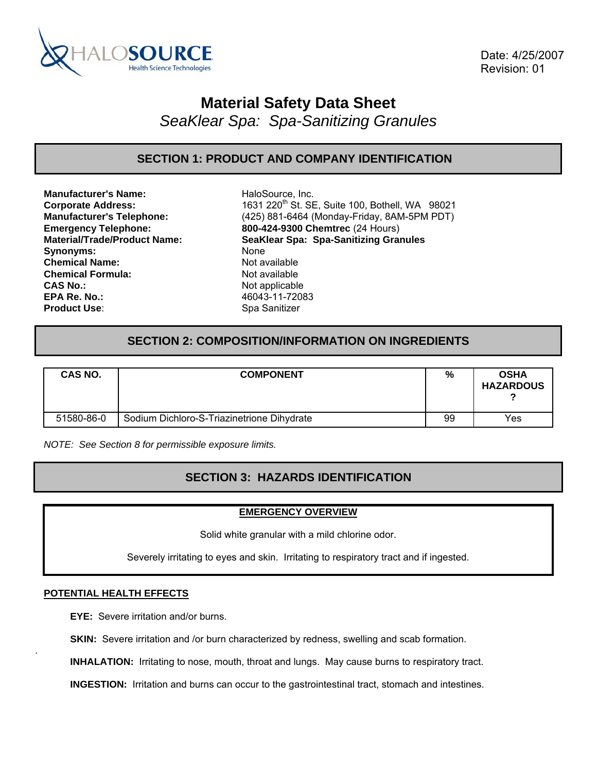HALOSOURCE Health Science Technologies

Date: 4/25/2007
Revision: 01

# Material Safety Data Sheet

*SeaKlear Spa: Spa-Sanitizing Granules*

## SECTION 1: PRODUCT AND COMPANY IDENTIFICATION

| | |
|---|---|
| **Manufacturer's Name:** | HaloSource, Inc. |
| **Corporate Address:** | 1631 220th St. SE, Suite 100, Bothell, WA 98021 |
| **Manufacturer's Telephone:** | (425) 881-6464 (Monday-Friday, 8AM-5PM PDT) |
| **Emergency Telephone:** | **800-424-9300 Chemtrec** (24 Hours) |
| **Material/Trade/Product Name:** | **SeaKlear Spa: Spa-Sanitizing Granules** |
| **Synonyms:** | None |
| **Chemical Name:** | Not available |
| **Chemical Formula:** | Not available |
| **CAS No.:** | Not applicable |
| **EPA Re. No.:** | 46043-11-72083 |
| **Product Use**: | Spa Sanitizer |

## SECTION 2: COMPOSITION/INFORMATION ON INGREDIENTS

| CAS NO. | COMPONENT | % | OSHA HAZARDOUS ? |
|---|---|---|---|
| 51580-86-0 | Sodium Dichloro-S-Triazinetrione Dihydrate | 99 | Yes |

*NOTE: See Section 8 for permissible exposure limits.*

## SECTION 3: HAZARDS IDENTIFICATION

**EMERGENCY OVERVIEW**

Solid white granular with a mild chlorine odor.

Severely irritating to eyes and skin. Irritating to respiratory tract and if ingested.

**POTENTIAL HEALTH EFFECTS**

**EYE:** Severe irritation and/or burns.

**SKIN:** Severe irritation and /or burn characterized by redness, swelling and scab formation.

**INHALATION:** Irritating to nose, mouth, throat and lungs. May cause burns to respiratory tract.

**INGESTION:** Irritation and burns can occur to the gastrointestinal tract, stomach and intestines.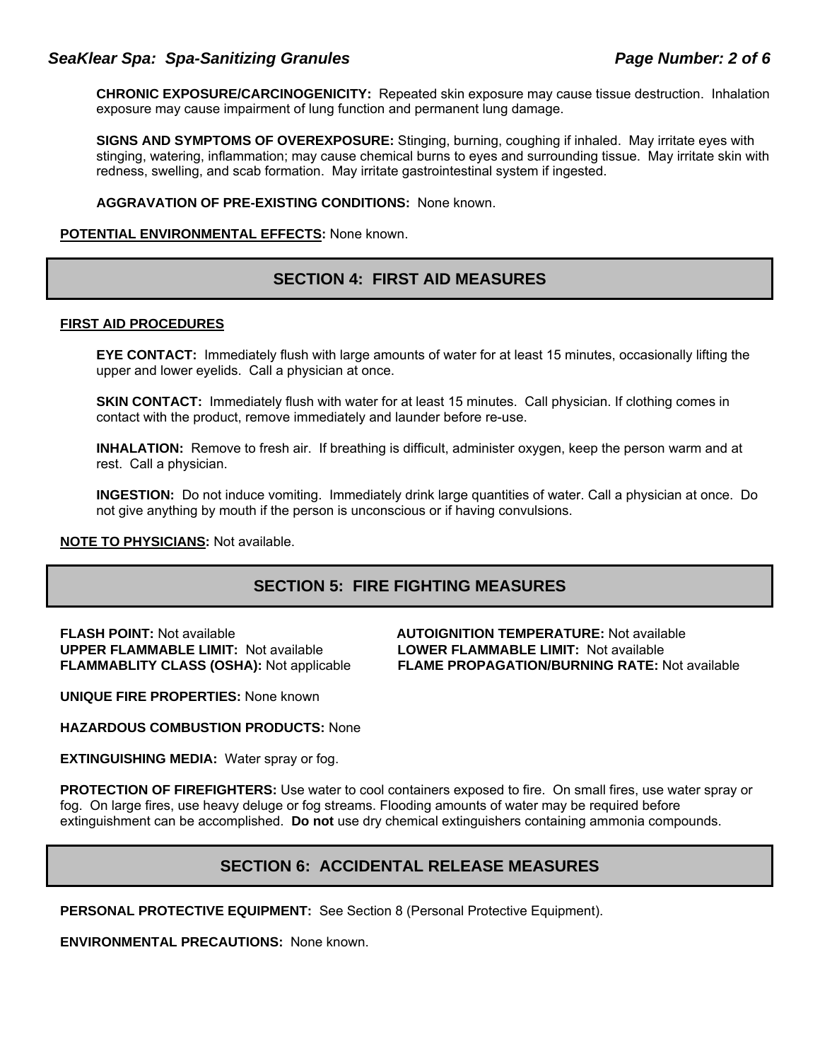**CHRONIC EXPOSURE/CARCINOGENICITY:** Repeated skin exposure may cause tissue destruction. Inhalation exposure may cause impairment of lung function and permanent lung damage.

**SIGNS AND SYMPTOMS OF OVEREXPOSURE:** Stinging, burning, coughing if inhaled. May irritate eyes with stinging, watering, inflammation; may cause chemical burns to eyes and surrounding tissue. May irritate skin with redness, swelling, and scab formation. May irritate gastrointestinal system if ingested.

**AGGRAVATION OF PRE-EXISTING CONDITIONS:** None known.

**POTENTIAL ENVIRONMENTAL EFFECTS:** None known.

## SECTION 4: FIRST AID MEASURES

**FIRST AID PROCEDURES**

**EYE CONTACT:** Immediately flush with large amounts of water for at least 15 minutes, occasionally lifting the upper and lower eyelids. Call a physician at once.

**SKIN CONTACT:** Immediately flush with water for at least 15 minutes. Call physician. If clothing comes in contact with the product, remove immediately and launder before re-use.

**INHALATION:** Remove to fresh air. If breathing is difficult, administer oxygen, keep the person warm and at rest. Call a physician.

**INGESTION:** Do not induce vomiting. Immediately drink large quantities of water. Call a physician at once. Do not give anything by mouth if the person is unconscious or if having convulsions.

**NOTE TO PHYSICIANS:** Not available.

## SECTION 5: FIRE FIGHTING MEASURES

**FLASH POINT:** Not available

**AUTOIGNITION TEMPERATURE:** Not available

**UPPER FLAMMABLE LIMIT:** Not available

**LOWER FLAMMABLE LIMIT:** Not available

**FLAMMABLITY CLASS (OSHA):** Not applicable

**FLAME PROPAGATION/BURNING RATE:** Not available

**UNIQUE FIRE PROPERTIES:** None known

**HAZARDOUS COMBUSTION PRODUCTS:** None

**EXTINGUISHING MEDIA:** Water spray or fog.

**PROTECTION OF FIREFIGHTERS:** Use water to cool containers exposed to fire. On small fires, use water spray or fog. On large fires, use heavy deluge or fog streams. Flooding amounts of water may be required before extinguishment can be accomplished. **Do not** use dry chemical extinguishers containing ammonia compounds.

## SECTION 6: ACCIDENTAL RELEASE MEASURES

**PERSONAL PROTECTIVE EQUIPMENT:** See Section 8 (Personal Protective Equipment).

**ENVIRONMENTAL PRECAUTIONS:** None known.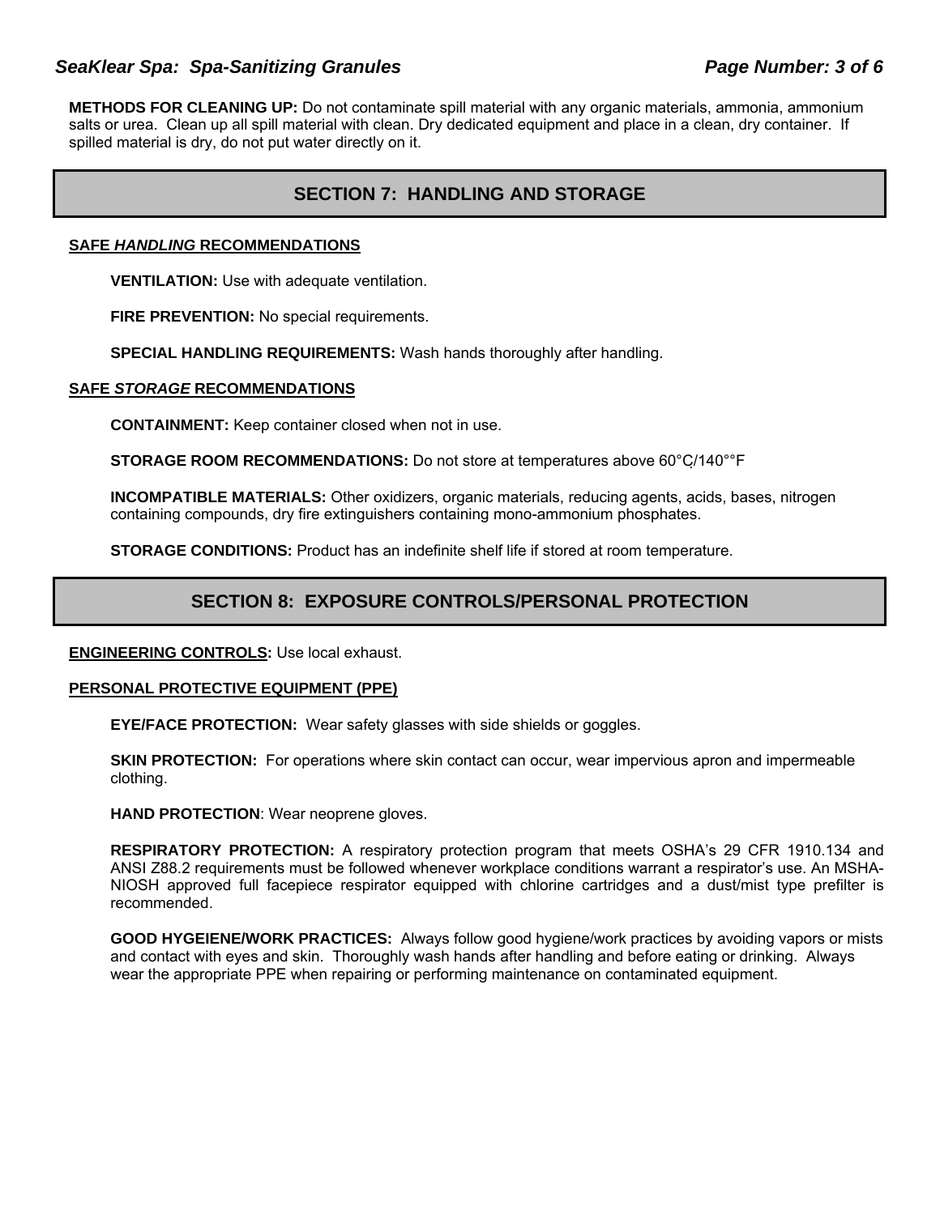**METHODS FOR CLEANING UP:** Do not contaminate spill material with any organic materials, ammonia, ammonium salts or urea. Clean up all spill material with clean. Dry dedicated equipment and place in a clean, dry container. If spilled material is dry, do not put water directly on it.

## SECTION 7: HANDLING AND STORAGE

### SAFE *HANDLING* RECOMMENDATIONS

**VENTILATION:** Use with adequate ventilation.

**FIRE PREVENTION:** No special requirements.

**SPECIAL HANDLING REQUIREMENTS:** Wash hands thoroughly after handling.

### SAFE *STORAGE* RECOMMENDATIONS

**CONTAINMENT:** Keep container closed when not in use.

**STORAGE ROOM RECOMMENDATIONS:** Do not store at temperatures above 60°C/140°°F

**INCOMPATIBLE MATERIALS:** Other oxidizers, organic materials, reducing agents, acids, bases, nitrogen containing compounds, dry fire extinguishers containing mono-ammonium phosphates.

**STORAGE CONDITIONS:** Product has an indefinite shelf life if stored at room temperature.

## SECTION 8: EXPOSURE CONTROLS/PERSONAL PROTECTION

**ENGINEERING CONTROLS:** Use local exhaust.

### PERSONAL PROTECTIVE EQUIPMENT (PPE)

**EYE/FACE PROTECTION:** Wear safety glasses with side shields or goggles.

**SKIN PROTECTION:** For operations where skin contact can occur, wear impervious apron and impermeable clothing.

**HAND PROTECTION**: Wear neoprene gloves.

**RESPIRATORY PROTECTION:** A respiratory protection program that meets OSHA's 29 CFR 1910.134 and ANSI Z88.2 requirements must be followed whenever workplace conditions warrant a respirator's use. An MSHA-NIOSH approved full facepiece respirator equipped with chlorine cartridges and a dust/mist type prefilter is recommended.

**GOOD HYGEIENE/WORK PRACTICES:** Always follow good hygiene/work practices by avoiding vapors or mists and contact with eyes and skin. Thoroughly wash hands after handling and before eating or drinking. Always wear the appropriate PPE when repairing or performing maintenance on contaminated equipment.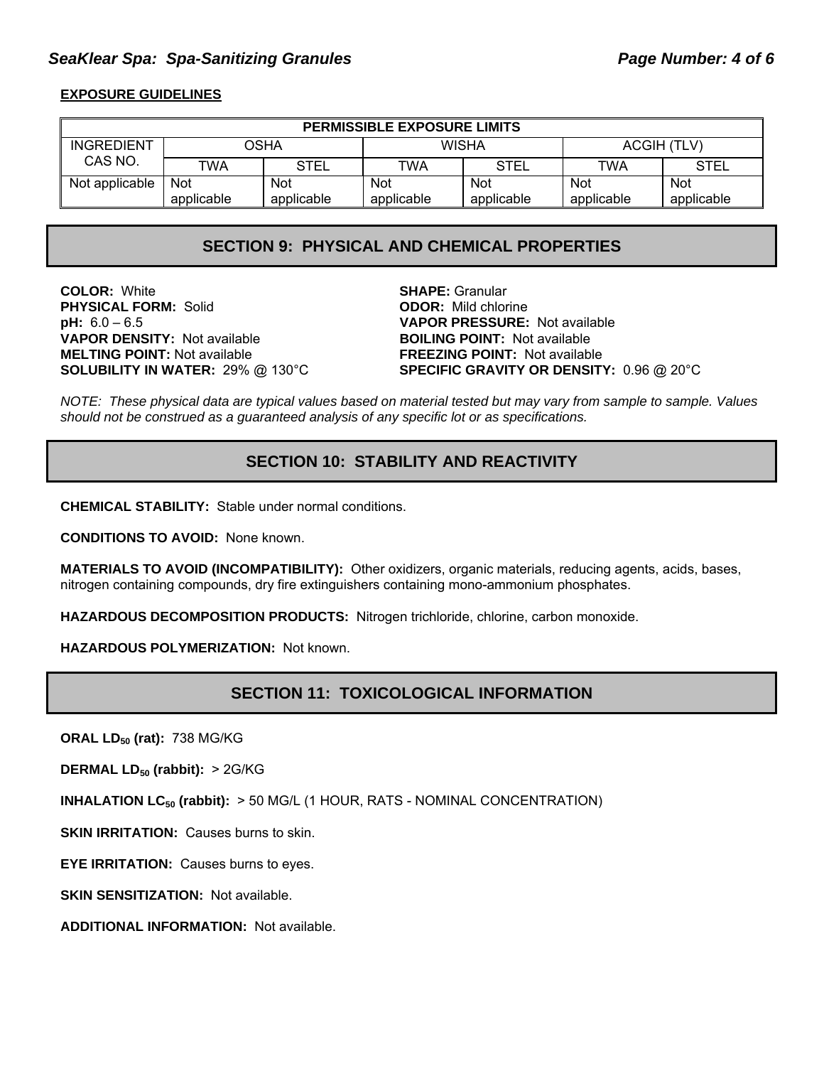**EXPOSURE GUIDELINES**

| PERMISSIBLE EXPOSURE LIMITS | | | | | | |
|---|---|---|---|---|---|---|
| INGREDIENT CAS NO. | OSHA | | WISHA | | ACGIH (TLV) | |
| | TWA | STEL | TWA | STEL | TWA | STEL |
| Not applicable | Not applicable | Not applicable | Not applicable | Not applicable | Not applicable | Not applicable |

## SECTION 9: PHYSICAL AND CHEMICAL PROPERTIES

**COLOR:** White
**PHYSICAL FORM:** Solid
**pH:** 6.0 – 6.5
**VAPOR DENSITY:** Not available
**MELTING POINT:** Not available
**SOLUBILITY IN WATER:** 29% @ 130°C
**SHAPE:** Granular
**ODOR:** Mild chlorine
**VAPOR PRESSURE:** Not available
**BOILING POINT:** Not available
**FREEZING POINT:** Not available
**SPECIFIC GRAVITY OR DENSITY:** 0.96 @ 20°C

*NOTE: These physical data are typical values based on material tested but may vary from sample to sample. Values should not be construed as a guaranteed analysis of any specific lot or as specifications.*

## SECTION 10: STABILITY AND REACTIVITY

**CHEMICAL STABILITY:** Stable under normal conditions.

**CONDITIONS TO AVOID:** None known.

**MATERIALS TO AVOID (INCOMPATIBILITY):** Other oxidizers, organic materials, reducing agents, acids, bases, nitrogen containing compounds, dry fire extinguishers containing mono-ammonium phosphates.

**HAZARDOUS DECOMPOSITION PRODUCTS:** Nitrogen trichloride, chlorine, carbon monoxide.

**HAZARDOUS POLYMERIZATION:** Not known.

## SECTION 11: TOXICOLOGICAL INFORMATION

**ORAL $LD_{50}$ (rat):** 738 MG/KG

**DERMAL $LD_{50}$ (rabbit):** > 2G/KG

**INHALATION $LC_{50}$ (rabbit):** > 50 MG/L (1 HOUR, RATS - NOMINAL CONCENTRATION)

**SKIN IRRITATION:** Causes burns to skin.

**EYE IRRITATION:** Causes burns to eyes.

**SKIN SENSITIZATION:** Not available.

**ADDITIONAL INFORMATION:** Not available.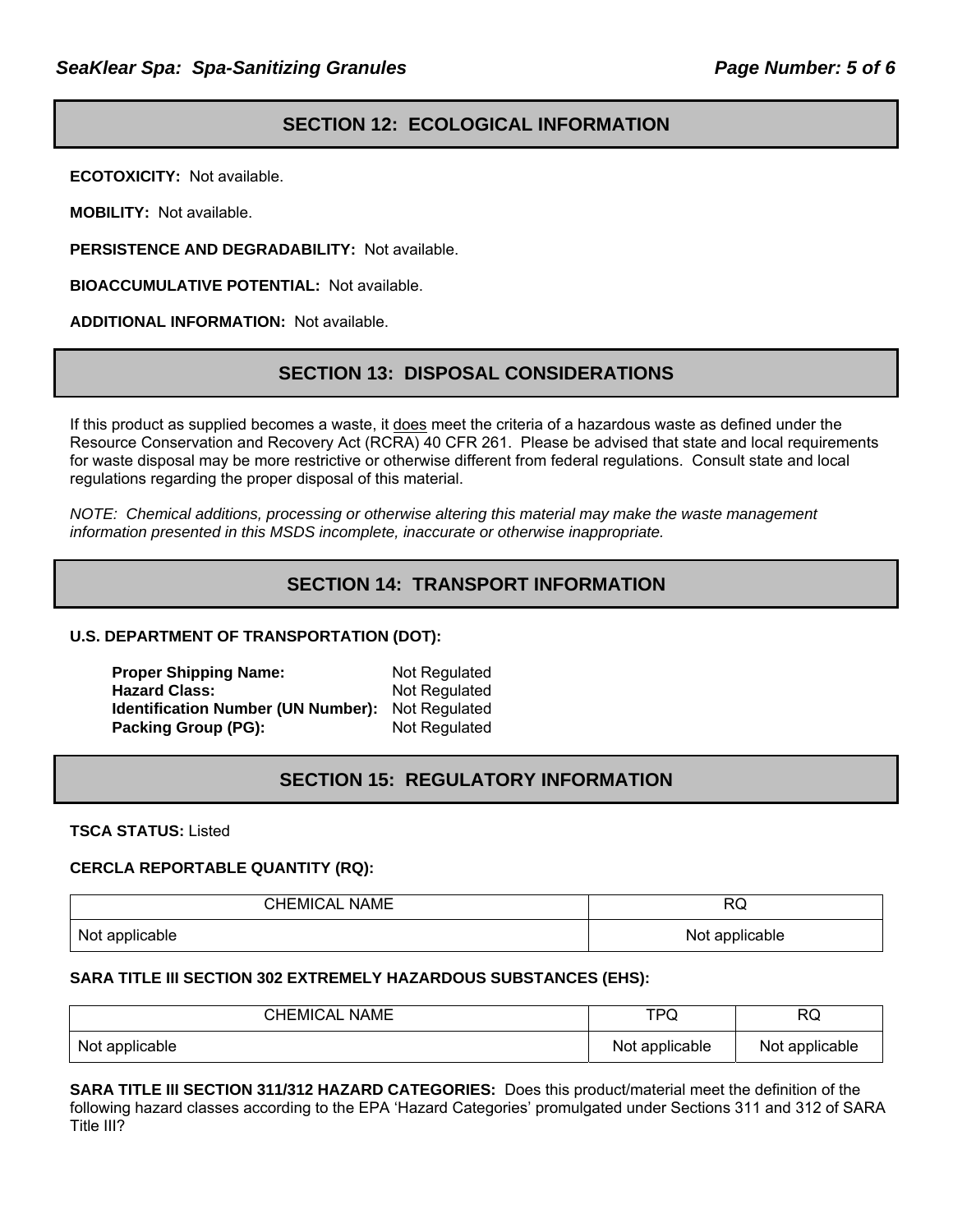## SECTION 12: ECOLOGICAL INFORMATION

**ECOTOXICITY:** Not available.

**MOBILITY:** Not available.

**PERSISTENCE AND DEGRADABILITY:** Not available.

**BIOACCUMULATIVE POTENTIAL:** Not available.

**ADDITIONAL INFORMATION:** Not available.

## SECTION 13: DISPOSAL CONSIDERATIONS

If this product as supplied becomes a waste, it does meet the criteria of a hazardous waste as defined under the Resource Conservation and Recovery Act (RCRA) 40 CFR 261. Please be advised that state and local requirements for waste disposal may be more restrictive or otherwise different from federal regulations. Consult state and local regulations regarding the proper disposal of this material.

*NOTE: Chemical additions, processing or otherwise altering this material may make the waste management information presented in this MSDS incomplete, inaccurate or otherwise inappropriate.*

## SECTION 14: TRANSPORT INFORMATION

**U.S. DEPARTMENT OF TRANSPORTATION (DOT):**

**Proper Shipping Name:** Not Regulated
**Hazard Class:** Not Regulated
**Identification Number (UN Number):** Not Regulated
**Packing Group (PG):** Not Regulated

## SECTION 15: REGULATORY INFORMATION

**TSCA STATUS:** Listed

**CERCLA REPORTABLE QUANTITY (RQ):**

| CHEMICAL NAME | RQ |
|---|---|
| Not applicable | Not applicable |

**SARA TITLE III SECTION 302 EXTREMELY HAZARDOUS SUBSTANCES (EHS):**

| CHEMICAL NAME | TPQ | RQ |
|---|---|---|
| Not applicable | Not applicable | Not applicable |

**SARA TITLE III SECTION 311/312 HAZARD CATEGORIES:** Does this product/material meet the definition of the following hazard classes according to the EPA 'Hazard Categories' promulgated under Sections 311 and 312 of SARA Title III?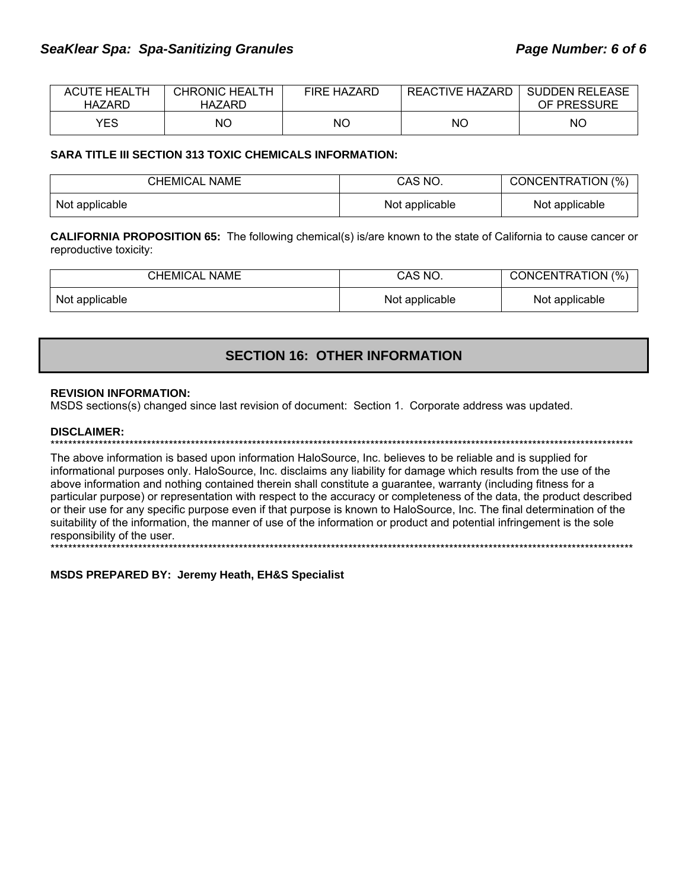| ACUTE HEALTH HAZARD | CHRONIC HEALTH HAZARD | FIRE HAZARD | REACTIVE HAZARD | SUDDEN RELEASE OF PRESSURE |
|---|---|---|---|---|
| YES | NO | NO | NO | NO |

**SARA TITLE III SECTION 313 TOXIC CHEMICALS INFORMATION:**

| CHEMICAL NAME | CAS NO. | CONCENTRATION (%) |
|---|---|---|
| Not applicable | Not applicable | Not applicable |

**CALIFORNIA PROPOSITION 65:** The following chemical(s) is/are known to the state of California to cause cancer or reproductive toxicity:

| CHEMICAL NAME | CAS NO. | CONCENTRATION (%) |
|---|---|---|
| Not applicable | Not applicable | Not applicable |

## SECTION 16: OTHER INFORMATION

**REVISION INFORMATION:**
MSDS sections(s) changed since last revision of document: Section 1. Corporate address was updated.

**DISCLAIMER:**

*****************************************************************************************************************************************

The above information is based upon information HaloSource, Inc. believes to be reliable and is supplied for informational purposes only. HaloSource, Inc. disclaims any liability for damage which results from the use of the above information and nothing contained therein shall constitute a guarantee, warranty (including fitness for a particular purpose) or representation with respect to the accuracy or completeness of the data, the product described or their use for any specific purpose even if that purpose is known to HaloSource, Inc. The final determination of the suitability of the information, the manner of use of the information or product and potential infringement is the sole responsibility of the user.

*****************************************************************************************************************************************

**MSDS PREPARED BY: Jeremy Heath, EH&S Specialist**